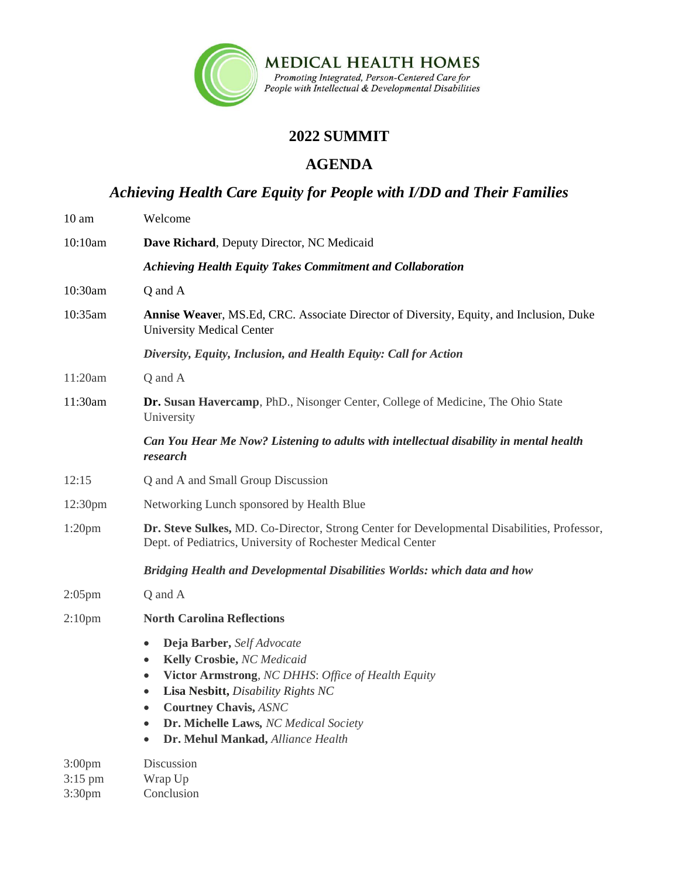**MEDICAL HEALTH HOMES**

*Promoting Integrated, Person-Centered Care for People with Intellectual & Developmental Disabilities*

# 2022 SUMMIT

# AGENDA

## *Achieving Health Care Equity for People with I/DD and Their Families*

| | |
|---|---|
| 10 am | Welcome |
| 10:10am | **Dave Richard**, Deputy Director, NC Medicaid |
| | ***Achieving Health Equity Takes Commitment and Collaboration*** |
| 10:30am | Q and A |
| 10:35am | **Annise Weave**r, MS.Ed, CRC. Associate Director of Diversity, Equity, and Inclusion, Duke University Medical Center |
| | ***Diversity, Equity, Inclusion, and Health Equity: Call for Action*** |
| 11:20am | Q and A |
| 11:30am | **Dr. Susan Havercamp**, PhD., Nisonger Center, College of Medicine, The Ohio State University |
| | ***Can You Hear Me Now? Listening to adults with intellectual disability in mental health research*** |
| 12:15 | Q and A and Small Group Discussion |
| 12:30pm | Networking Lunch sponsored by Health Blue |
| 1:20pm | **Dr. Steve Sulkes,** MD. Co-Director, Strong Center for Developmental Disabilities, Professor, Dept. of Pediatrics, University of Rochester Medical Center |
| | ***Bridging Health and Developmental Disabilities Worlds: which data and how*** |
| 2:05pm | Q and A |
| 2:10pm | **North Carolina Reflections** |

- **Deja Barber,** *Self Advocate*
- **Kelly Crosbie,** *NC Medicaid*
- **Victor Armstrong**, *NC DHHS*: *Office of Health Equity*
- **Lisa Nesbitt,** *Disability Rights NC*
- **Courtney Chavis,** *ASNC*
- **Dr. Michelle Laws,** *NC Medical Society*
- **Dr. Mehul Mankad,** *Alliance Health*

| | |
|---|---|
| 3:00pm | Discussion |
| 3:15 pm | Wrap Up |
| 3:30pm | Conclusion |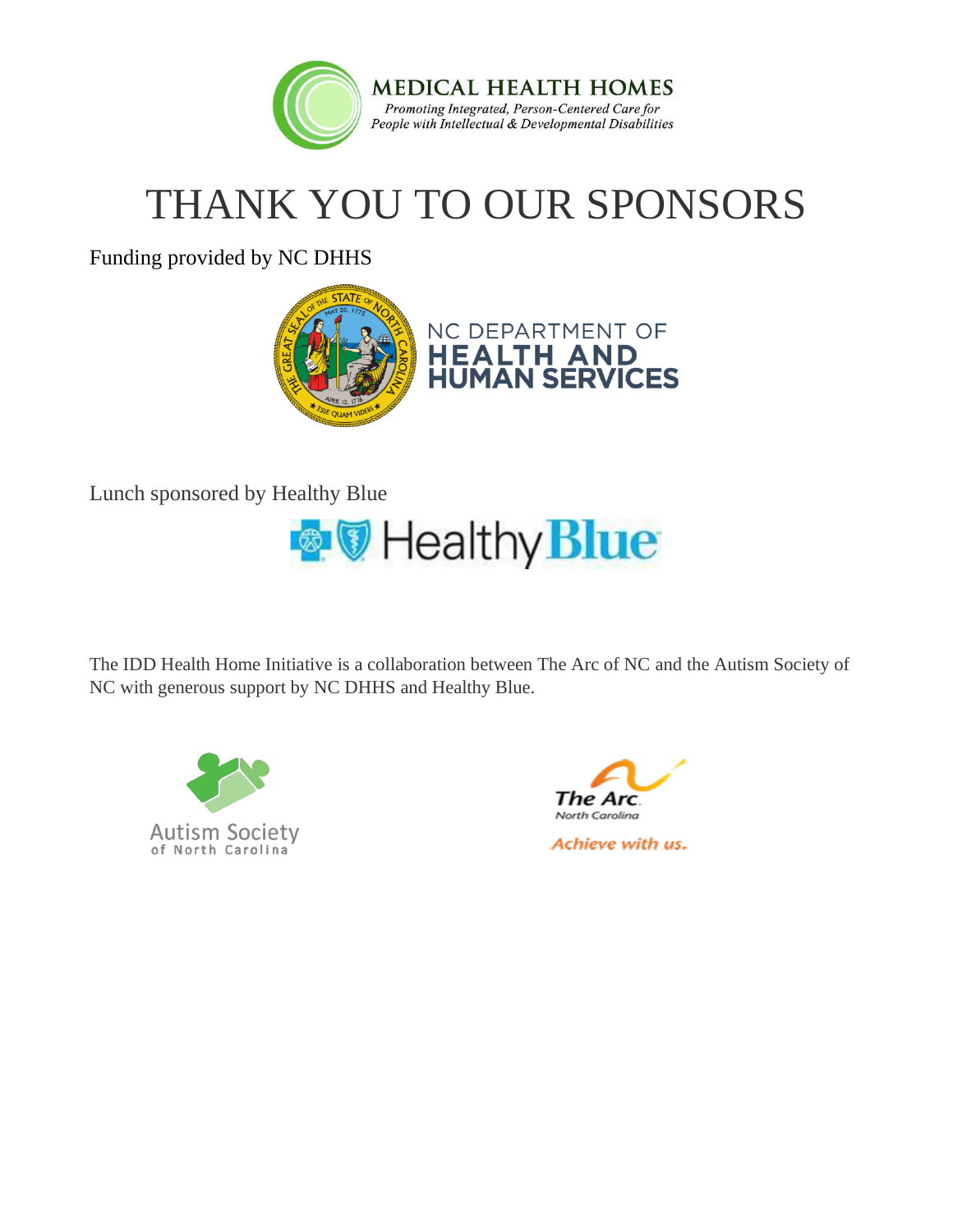MEDICAL HEALTH HOMES

*Promoting Integrated, Person-Centered Care for People with Intellectual & Developmental Disabilities*

# THANK YOU TO OUR SPONSORS

Funding provided by NC DHHS

NC DEPARTMENT OF HEALTH AND HUMAN SERVICES

Lunch sponsored by Healthy Blue

Healthy Blue

The IDD Health Home Initiative is a collaboration between The Arc of NC and the Autism Society of NC with generous support by NC DHHS and Healthy Blue.

Autism Society of North Carolina

The Arc. North Carolina

Achieve with us.